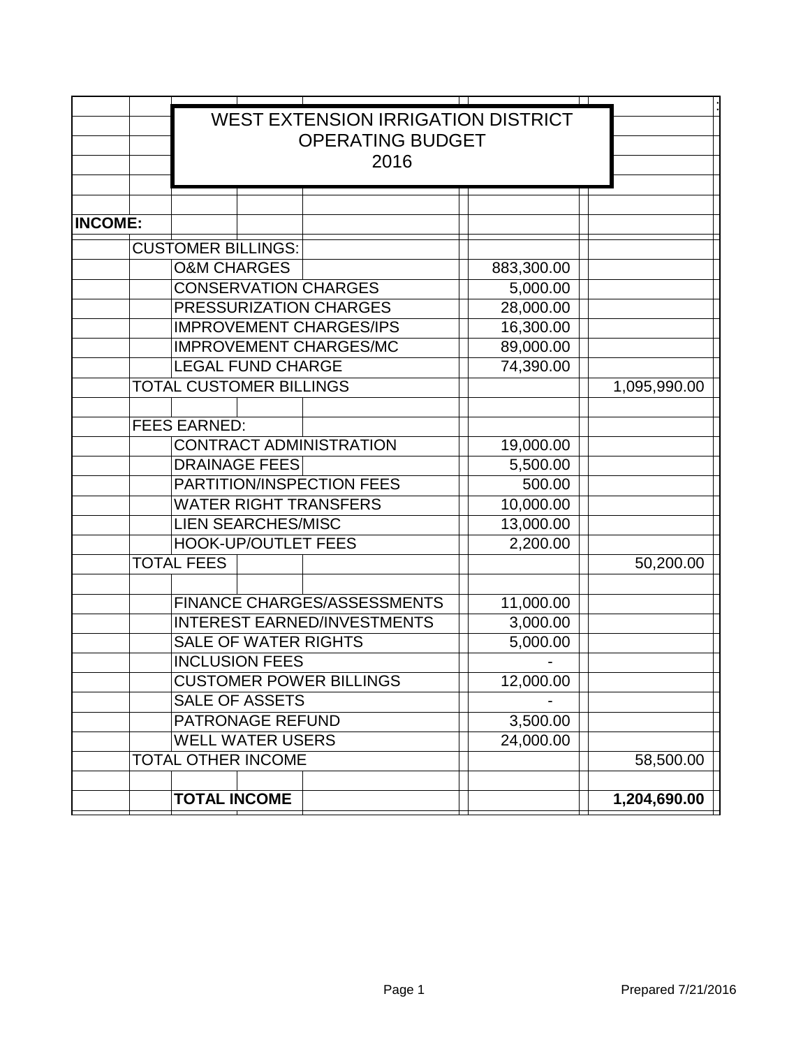# WEST EXTENSION IRRIGATION DISTRICT
## OPERATING BUDGET
## 2016

| | | |
|---|---|---|
| **INCOME:** | | |
| CUSTOMER BILLINGS: | | |
| O&M CHARGES | 883,300.00 | |
| CONSERVATION CHARGES | 5,000.00 | |
| PRESSURIZATION CHARGES | 28,000.00 | |
| IMPROVEMENT CHARGES/IPS | 16,300.00 | |
| IMPROVEMENT CHARGES/MC | 89,000.00 | |
| LEGAL FUND CHARGE | 74,390.00 | |
| TOTAL CUSTOMER BILLINGS | | 1,095,990.00 |
| | | |
| FEES EARNED: | | |
| CONTRACT ADMINISTRATION | 19,000.00 | |
| DRAINAGE FEES | 5,500.00 | |
| PARTITION/INSPECTION FEES | 500.00 | |
| WATER RIGHT TRANSFERS | 10,000.00 | |
| LIEN SEARCHES/MISC | 13,000.00 | |
| HOOK-UP/OUTLET FEES | 2,200.00 | |
| TOTAL FEES | | 50,200.00 |
| | | |
| FINANCE CHARGES/ASSESSMENTS | 11,000.00 | |
| INTEREST EARNED/INVESTMENTS | 3,000.00 | |
| SALE OF WATER RIGHTS | 5,000.00 | |
| INCLUSION FEES | - | |
| CUSTOMER POWER BILLINGS | 12,000.00 | |
| SALE OF ASSETS | - | |
| PATRONAGE REFUND | 3,500.00 | |
| WELL WATER USERS | 24,000.00 | |
| TOTAL OTHER INCOME | | 58,500.00 |
| | | |
| **TOTAL INCOME** | | **1,204,690.00** |

Prepared 7/21/2016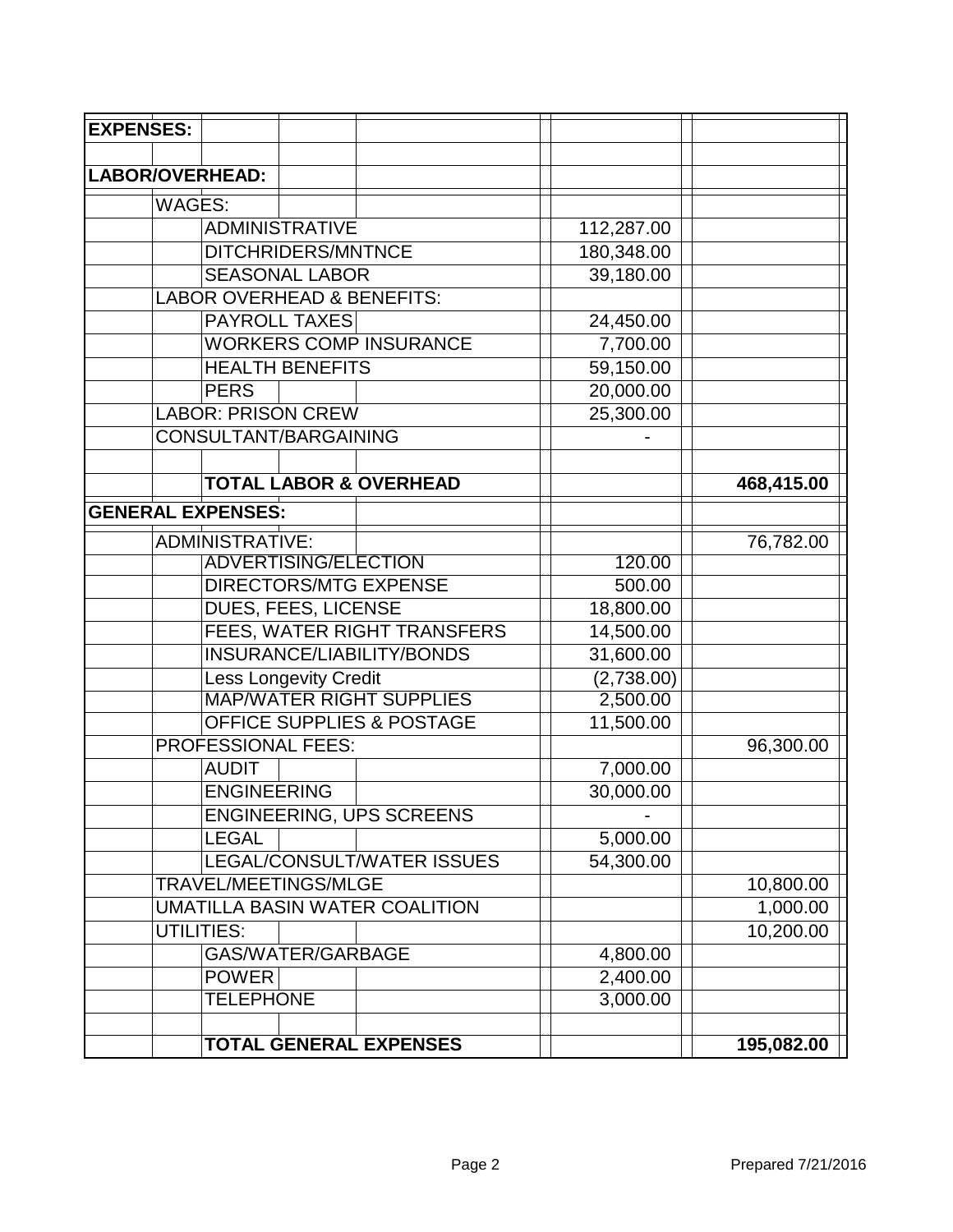| EXPENSES: | | | |
|---|---|---|---|
| | | | |
| **LABOR/OVERHEAD:** | | | |
| | WAGES: | | |
| | | ADMINISTRATIVE | 112,287.00 | |
| | | DITCHRIDERS/MNTNCE | 180,348.00 | |
| | | SEASONAL LABOR | 39,180.00 | |
| | LABOR OVERHEAD & BENEFITS: | | |
| | | PAYROLL TAXES | 24,450.00 | |
| | | WORKERS COMP INSURANCE | 7,700.00 | |
| | | HEALTH BENEFITS | 59,150.00 | |
| | | PERS | 20,000.00 | |
| | LABOR: PRISON CREW | | 25,300.00 | |
| | CONSULTANT/BARGAINING | | - | |
| | | | | |
| | | **TOTAL LABOR & OVERHEAD** | | **468,415.00** |
| **GENERAL EXPENSES:** | | | | |
| | ADMINISTRATIVE: | | | 76,782.00 |
| | | ADVERTISING/ELECTION | 120.00 | |
| | | DIRECTORS/MTG EXPENSE | 500.00 | |
| | | DUES, FEES, LICENSE | 18,800.00 | |
| | | FEES, WATER RIGHT TRANSFERS | 14,500.00 | |
| | | INSURANCE/LIABILITY/BONDS | 31,600.00 | |
| | | Less Longevity Credit | (2,738.00) | |
| | | MAP/WATER RIGHT SUPPLIES | 2,500.00 | |
| | | OFFICE SUPPLIES & POSTAGE | 11,500.00 | |
| | PROFESSIONAL FEES: | | | 96,300.00 |
| | | AUDIT | 7,000.00 | |
| | | ENGINEERING | 30,000.00 | |
| | | ENGINEERING, UPS SCREENS | - | |
| | | LEGAL | 5,000.00 | |
| | | LEGAL/CONSULT/WATER ISSUES | 54,300.00 | |
| | TRAVEL/MEETINGS/MLGE | | | 10,800.00 |
| | UMATILLA BASIN WATER COALITION | | | 1,000.00 |
| | UTILITIES: | | | 10,200.00 |
| | | GAS/WATER/GARBAGE | 4,800.00 | |
| | | POWER | 2,400.00 | |
| | | TELEPHONE | 3,000.00 | |
| | | | | |
| | | **TOTAL GENERAL EXPENSES** | | **195,082.00** |

Prepared 7/21/2016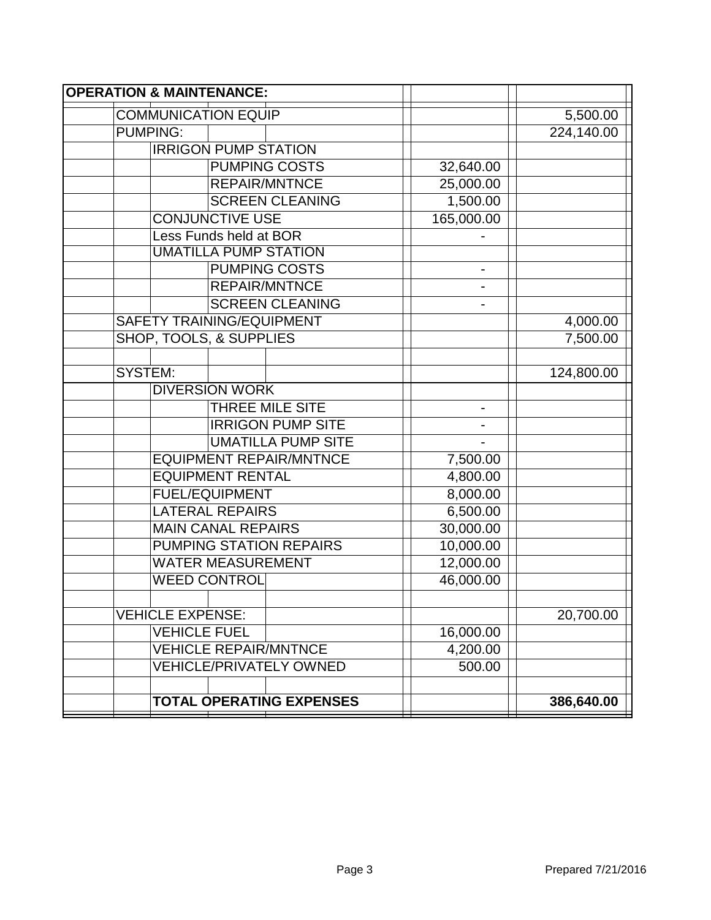| OPERATION & MAINTENANCE: | | |
| --- | --- | --- |
| COMMUNICATION EQUIP | | 5,500.00 |
| PUMPING: | | 224,140.00 |
| IRRIGON PUMP STATION | | |
| PUMPING COSTS | 32,640.00 | |
| REPAIR/MNTNCE | 25,000.00 | |
| SCREEN CLEANING | 1,500.00 | |
| CONJUNCTIVE USE | 165,000.00 | |
| Less Funds held at BOR | - | |
| UMATILLA PUMP STATION | | |
| PUMPING COSTS | - | |
| REPAIR/MNTNCE | - | |
| SCREEN CLEANING | - | |
| SAFETY TRAINING/EQUIPMENT | | 4,000.00 |
| SHOP, TOOLS, & SUPPLIES | | 7,500.00 |
| | | |
| SYSTEM: | | 124,800.00 |
| DIVERSION WORK | | |
| THREE MILE SITE | - | |
| IRRIGON PUMP SITE | - | |
| UMATILLA PUMP SITE | - | |
| EQUIPMENT REPAIR/MNTNCE | 7,500.00 | |
| EQUIPMENT RENTAL | 4,800.00 | |
| FUEL/EQUIPMENT | 8,000.00 | |
| LATERAL REPAIRS | 6,500.00 | |
| MAIN CANAL REPAIRS | 30,000.00 | |
| PUMPING STATION REPAIRS | 10,000.00 | |
| WATER MEASUREMENT | 12,000.00 | |
| WEED CONTROL | 46,000.00 | |
| | | |
| VEHICLE EXPENSE: | | 20,700.00 |
| VEHICLE FUEL | 16,000.00 | |
| VEHICLE REPAIR/MNTNCE | 4,200.00 | |
| VEHICLE/PRIVATELY OWNED | 500.00 | |
| | | |
| **TOTAL OPERATING EXPENSES** | | **386,640.00** |

Prepared 7/21/2016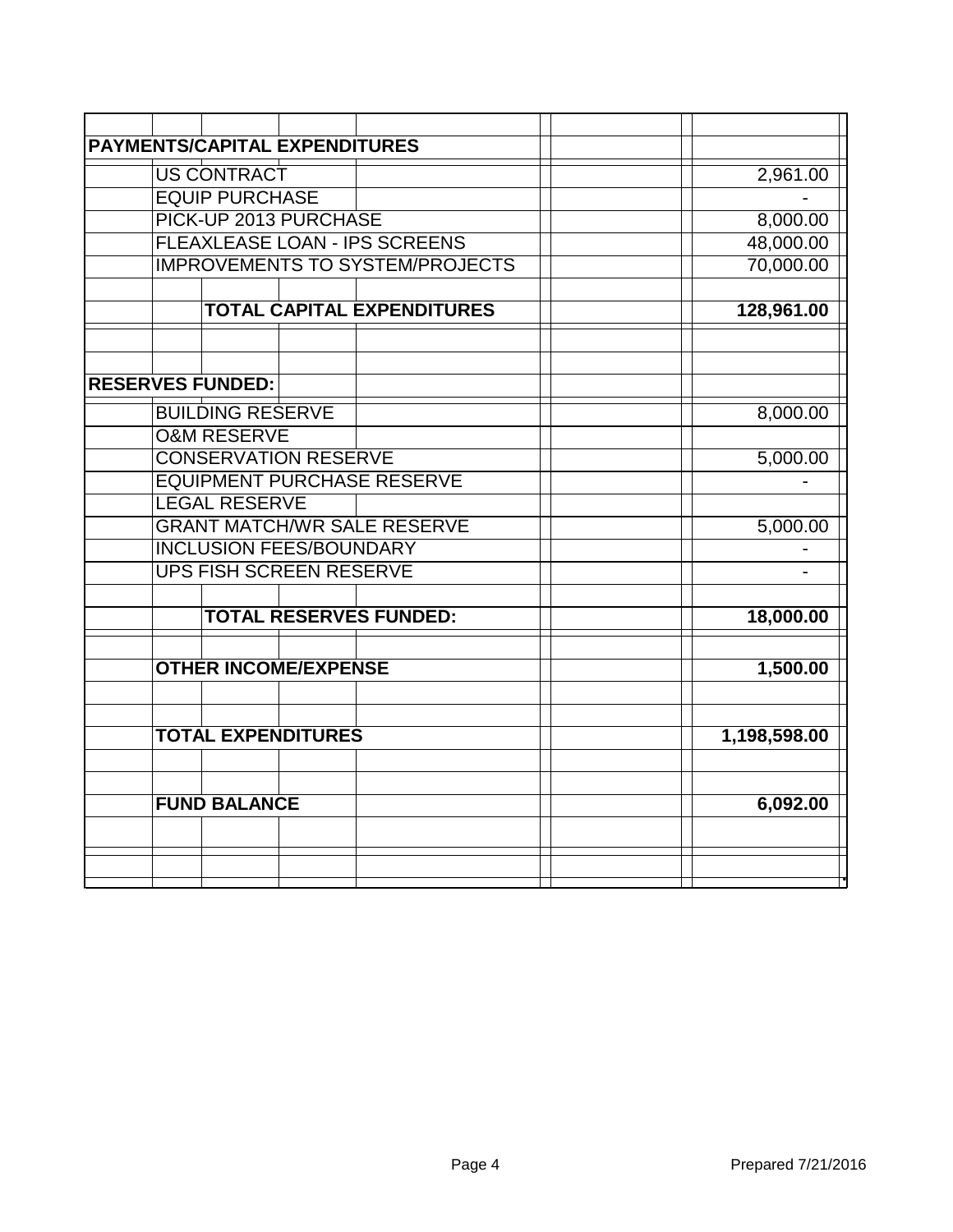| | |
|---|---|
| **PAYMENTS/CAPITAL EXPENDITURES** | |
| US CONTRACT | 2,961.00 |
| EQUIP PURCHASE | - |
| PICK-UP 2013 PURCHASE | 8,000.00 |
| FLEAXLEASE LOAN - IPS SCREENS | 48,000.00 |
| IMPROVEMENTS TO SYSTEM/PROJECTS | 70,000.00 |
| **TOTAL CAPITAL EXPENDITURES** | **128,961.00** |
| **RESERVES FUNDED:** | |
| BUILDING RESERVE | 8,000.00 |
| O&M RESERVE | |
| CONSERVATION RESERVE | 5,000.00 |
| EQUIPMENT PURCHASE RESERVE | - |
| LEGAL RESERVE | |
| GRANT MATCH/WR SALE RESERVE | 5,000.00 |
| INCLUSION FEES/BOUNDARY | - |
| UPS FISH SCREEN RESERVE | - |
| **TOTAL RESERVES FUNDED:** | **18,000.00** |
| **OTHER INCOME/EXPENSE** | **1,500.00** |
| **TOTAL EXPENDITURES** | **1,198,598.00** |
| **FUND BALANCE** | **6,092.00** |

Prepared 7/21/2016